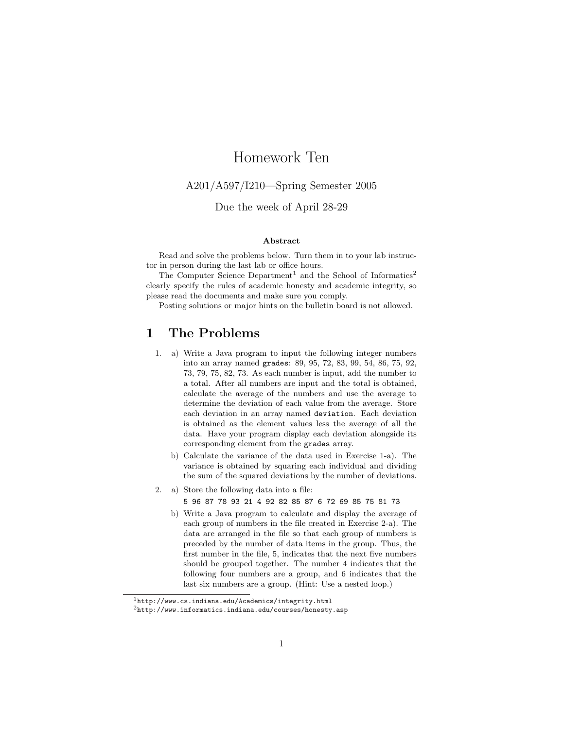# Homework Ten

A201/A597/I210—Spring Semester 2005

Due the week of April 28-29

**Abstract**

Read and solve the problems below. Turn them in to your lab instructor in person during the last lab or office hours.

The Computer Science Department[1] and the School of Informatics[2] clearly specify the rules of academic honesty and academic integrity, so please read the documents and make sure you comply.

Posting solutions or major hints on the bulletin board is not allowed.

## 1 The Problems

1. a) Write a Java program to input the following integer numbers into an array named `grades`: 89, 95, 72, 83, 99, 54, 86, 75, 92, 73, 79, 75, 82, 73. As each number is input, add the number to a total. After all numbers are input and the total is obtained, calculate the average of the numbers and use the average to determine the deviation of each value from the average. Store each deviation in an array named `deviation`. Each deviation is obtained as the element values less the average of all the data. Have your program display each deviation alongside its corresponding element from the `grades` array.

   b) Calculate the variance of the data used in Exercise 1-a). The variance is obtained by squaring each individual and dividing the sum of the squared deviations by the number of deviations.

2. a) Store the following data into a file:

   `5 96 87 78 93 21 4 92 82 85 87 6 72 69 85 75 81 73`

   b) Write a Java program to calculate and display the average of each group of numbers in the file created in Exercise 2-a). The data are arranged in the file so that each group of numbers is preceded by the number of data items in the group. Thus, the first number in the file, 5, indicates that the next five numbers should be grouped together. The number 4 indicates that the following four numbers are a group, and 6 indicates that the last six numbers are a group. (Hint: Use a nested loop.)

---

[1] `http://www.cs.indiana.edu/Academics/integrity.html`

[2] `http://www.informatics.indiana.edu/courses/honesty.asp`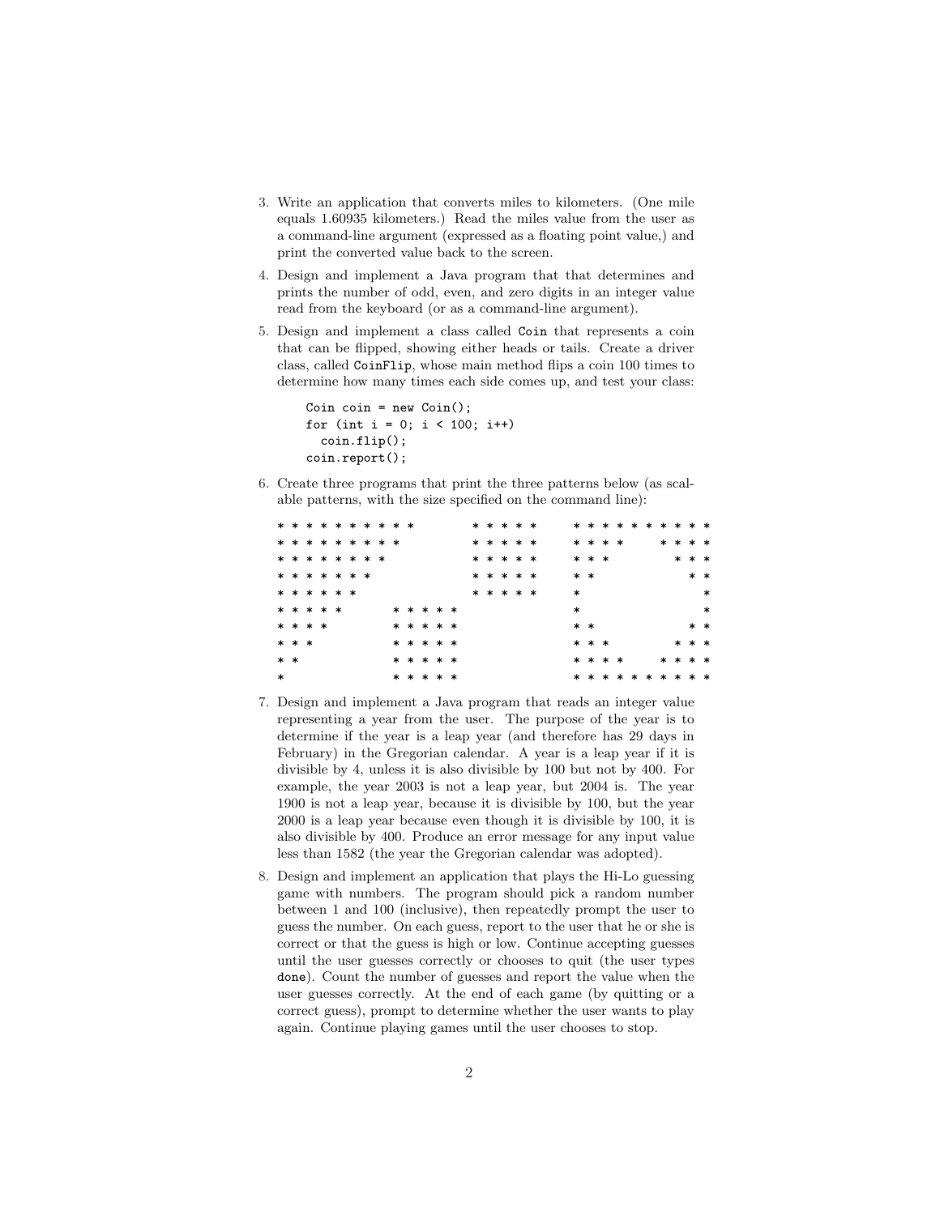3. Write an application that converts miles to kilometers. (One mile equals 1.60935 kilometers.) Read the miles value from the user as a command-line argument (expressed as a floating point value,) and print the converted value back to the screen.

4. Design and implement a Java program that that determines and prints the number of odd, even, and zero digits in an integer value read from the keyboard (or as a command-line argument).

5. Design and implement a class called `Coin` that represents a coin that can be flipped, showing either heads or tails. Create a driver class, called `CoinFlip`, whose main method flips a coin 100 times to determine how many times each side comes up, and test your class:

```
Coin coin = new Coin();
for (int i = 0; i < 100; i++)
  coin.flip();
coin.report();
```

6. Create three programs that print the three patterns below (as scalable patterns, with the size specified on the command line):

```
* * * * * * * * * *       * * * * *     * * * * * * * * * *
* * * * * * * * *         * * * * *     * * * *     * * * *
* * * * * * * *           * * * * *     * * *         * * *
* * * * * * *             * * * * *     * *             * *
* * * * * *               * * * * *     *                 *
* * * * *       * * * * *               *                 *
* * * *         * * * * *               * *             * *
* * *           * * * * *               * * *         * * *
* *             * * * * *               * * * *     * * * *
*               * * * * *               * * * * * * * * * *
```

7. Design and implement a Java program that reads an integer value representing a year from the user. The purpose of the year is to determine if the year is a leap year (and therefore has 29 days in February) in the Gregorian calendar. A year is a leap year if it is divisible by 4, unless it is also divisible by 100 but not by 400. For example, the year 2003 is not a leap year, but 2004 is. The year 1900 is not a leap year, because it is divisible by 100, but the year 2000 is a leap year because even though it is divisible by 100, it is also divisible by 400. Produce an error message for any input value less than 1582 (the year the Gregorian calendar was adopted).

8. Design and implement an application that plays the Hi-Lo guessing game with numbers. The program should pick a random number between 1 and 100 (inclusive), then repeatedly prompt the user to guess the number. On each guess, report to the user that he or she is correct or that the guess is high or low. Continue accepting guesses until the user guesses correctly or chooses to quit (the user types `done`). Count the number of guesses and report the value when the user guesses correctly. At the end of each game (by quitting or a correct guess), prompt to determine whether the user wants to play again. Continue playing games until the user chooses to stop.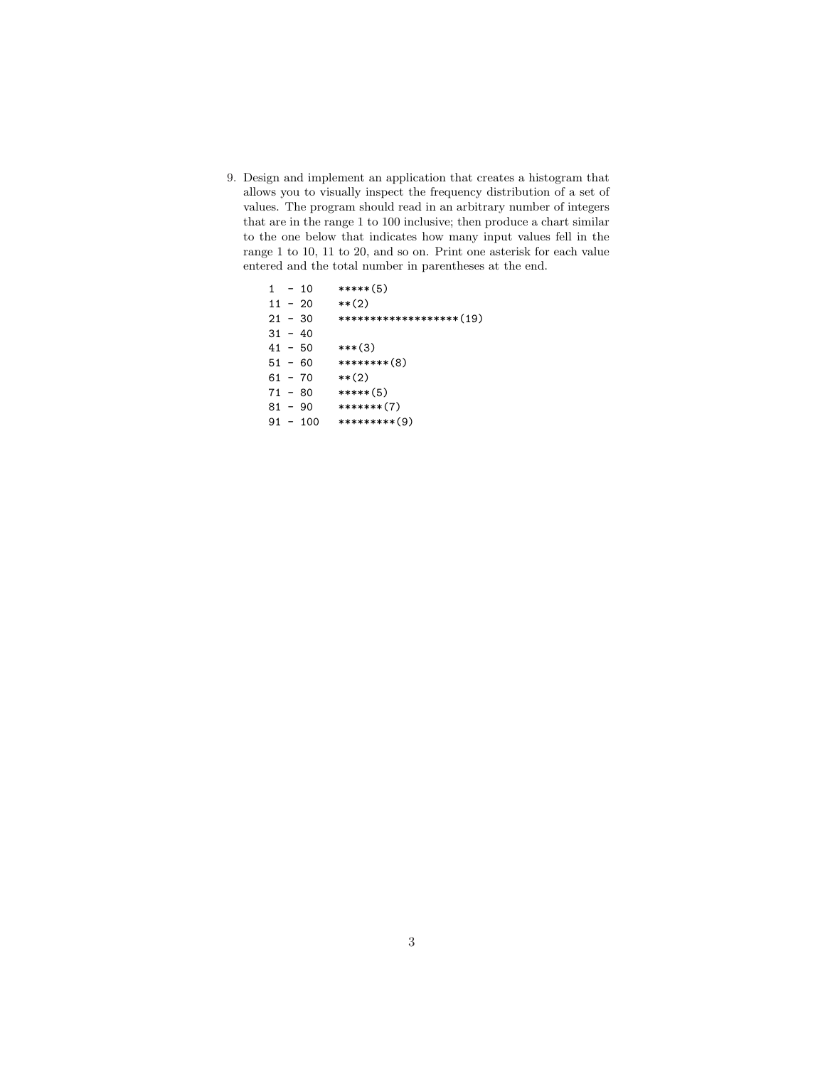9. Design and implement an application that creates a histogram that allows you to visually inspect the frequency distribution of a set of values. The program should read in an arbitrary number of integers that are in the range 1 to 100 inclusive; then produce a chart similar to the one below that indicates how many input values fell in the range 1 to 10, 11 to 20, and so on. Print one asterisk for each value entered and the total number in parentheses at the end.

```
1  - 10    *****(5)
11 - 20    **(2)
21 - 30    *******************(19)
31 - 40
41 - 50    ***(3)
51 - 60    ********(8)
61 - 70    **(2)
71 - 80    *****(5)
81 - 90    *******(7)
91 - 100   *********(9)
```